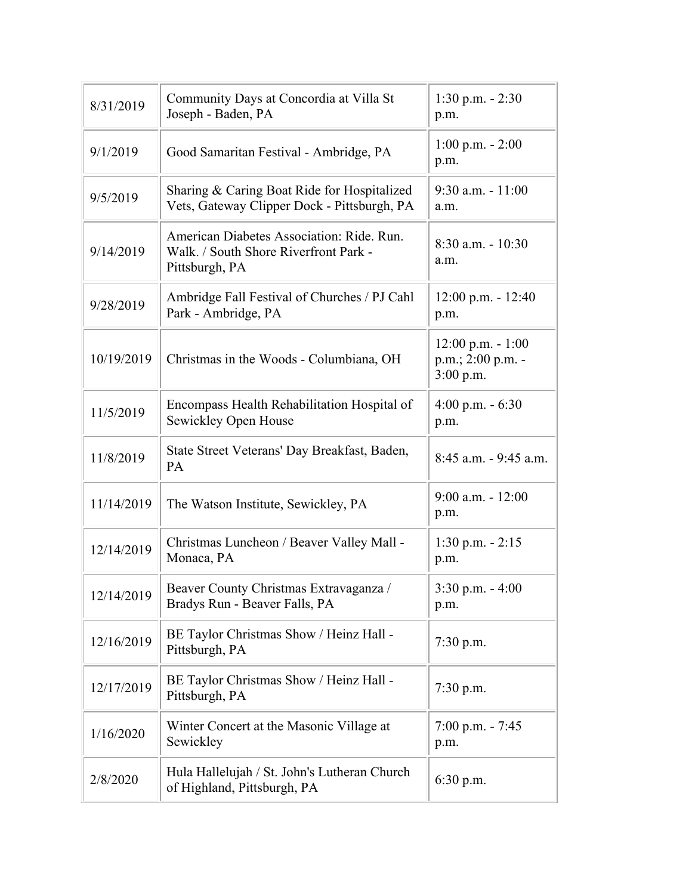| 8/31/2019 | Community Days at Concordia at Villa St Joseph - Baden, PA | 1:30 p.m. - 2:30 p.m. |
|---|---|---|
| 9/1/2019 | Good Samaritan Festival - Ambridge, PA | 1:00 p.m. - 2:00 p.m. |
| 9/5/2019 | Sharing & Caring Boat Ride for Hospitalized Vets, Gateway Clipper Dock - Pittsburgh, PA | 9:30 a.m. - 11:00 a.m. |
| 9/14/2019 | American Diabetes Association: Ride. Run. Walk. / South Shore Riverfront Park - Pittsburgh, PA | 8:30 a.m. - 10:30 a.m. |
| 9/28/2019 | Ambridge Fall Festival of Churches / PJ Cahl Park - Ambridge, PA | 12:00 p.m. - 12:40 p.m. |
| 10/19/2019 | Christmas in the Woods - Columbiana, OH | 12:00 p.m. - 1:00 p.m.; 2:00 p.m. - 3:00 p.m. |
| 11/5/2019 | Encompass Health Rehabilitation Hospital of Sewickley Open House | 4:00 p.m. - 6:30 p.m. |
| 11/8/2019 | State Street Veterans' Day Breakfast, Baden, PA | 8:45 a.m. - 9:45 a.m. |
| 11/14/2019 | The Watson Institute, Sewickley, PA | 9:00 a.m. - 12:00 p.m. |
| 12/14/2019 | Christmas Luncheon / Beaver Valley Mall - Monaca, PA | 1:30 p.m. - 2:15 p.m. |
| 12/14/2019 | Beaver County Christmas Extravaganza / Bradys Run - Beaver Falls, PA | 3:30 p.m. - 4:00 p.m. |
| 12/16/2019 | BE Taylor Christmas Show / Heinz Hall - Pittsburgh, PA | 7:30 p.m. |
| 12/17/2019 | BE Taylor Christmas Show / Heinz Hall - Pittsburgh, PA | 7:30 p.m. |
| 1/16/2020 | Winter Concert at the Masonic Village at Sewickley | 7:00 p.m. - 7:45 p.m. |
| 2/8/2020 | Hula Hallelujah / St. John's Lutheran Church of Highland, Pittsburgh, PA | 6:30 p.m. |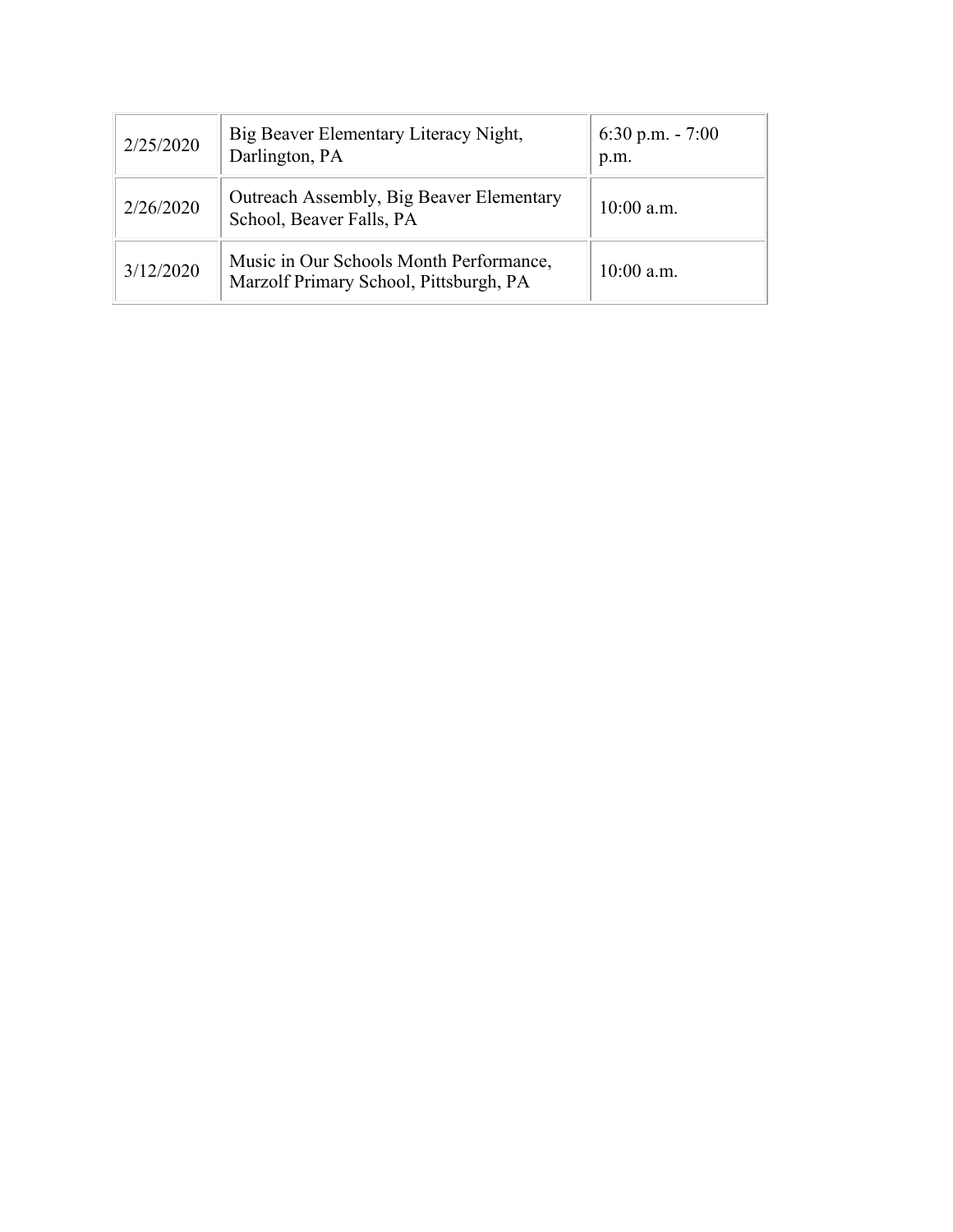| | | |
|---|---|---|
| 2/25/2020 | Big Beaver Elementary Literacy Night, Darlington, PA | 6:30 p.m. - 7:00 p.m. |
| 2/26/2020 | Outreach Assembly, Big Beaver Elementary School, Beaver Falls, PA | 10:00 a.m. |
| 3/12/2020 | Music in Our Schools Month Performance, Marzolf Primary School, Pittsburgh, PA | 10:00 a.m. |